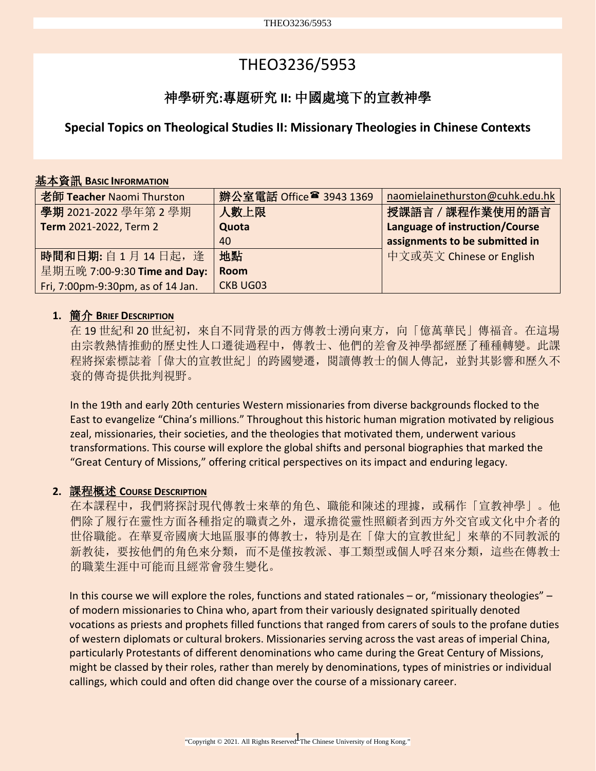# THEO3236/5953

## 神學研究:專題研究 II: 中國處境下的宣教神學

## Special Topics on Theological Studies II: Missionary Theologies in Chinese Contexts

### 基本資訊 BASIC INFORMATION

| 老師 **Teacher** Naomi Thurston | 辦公室電話 Office☎ 3943 1369 | naomielainethurston@cuhk.edu.hk |
|---|---|---|
| **學期** 2021-2022 學年第 2 學期 **Term** 2021-2022, Term 2 | **人數上限 Quota** 40 | **授課語言 / 課程作業使用的語言 Language of instruction/Course assignments to be submitted in** 中文或英文 Chinese or English |
| **時間和日期:** 自 1 月 14 日起，逢星期五晚 7:00-9:30 **Time and Day:** Fri, 7:00pm-9:30pm, as of 14 Jan. | **地點 Room** CKB UG03 | |

### 1. 簡介 BRIEF DESCRIPTION

在 19 世紀和 20 世紀初，來自不同背景的西方傳教士湧向東方，向「億萬華民」傳福音。在這場由宗教熱情推動的歷史性人口遷徙過程中，傳教士、他們的差會及神學都經歷了種種轉變。此課程將探索標誌着「偉大的宣教世紀」的跨國變遷，閱讀傳教士的個人傳記，並對其影響和歷久不衰的傳奇提供批判視野。

In the 19th and early 20th centuries Western missionaries from diverse backgrounds flocked to the East to evangelize “China’s millions.” Throughout this historic human migration motivated by religious zeal, missionaries, their societies, and the theologies that motivated them, underwent various transformations. This course will explore the global shifts and personal biographies that marked the “Great Century of Missions,” offering critical perspectives on its impact and enduring legacy.

### 2. 課程概述 COURSE DESCRIPTION

在本課程中，我們將探討現代傳教士來華的角色、職能和陳述的理據，或稱作「宣教神學」。他們除了履行在靈性方面各種指定的職責之外，還承擔從靈性照顧者到西方外交官或文化中介者的世俗職能。在華夏帝國廣大地區服事的傳教士，特別是在「偉大的宣教世紀」來華的不同教派的新教徒，要按他們的角色來分類，而不是僅按教派、事工類型或個人呼召來分類，這些在傳教士的職業生涯中可能而且經常會發生變化。

In this course we will explore the roles, functions and stated rationales – or, “missionary theologies” – of modern missionaries to China who, apart from their variously designated spiritually denoted vocations as priests and prophets filled functions that ranged from carers of souls to the profane duties of western diplomats or cultural brokers. Missionaries serving across the vast areas of imperial China, particularly Protestants of different denominations who came during the Great Century of Missions, might be classed by their roles, rather than merely by denominations, types of ministries or individual callings, which could and often did change over the course of a missionary career.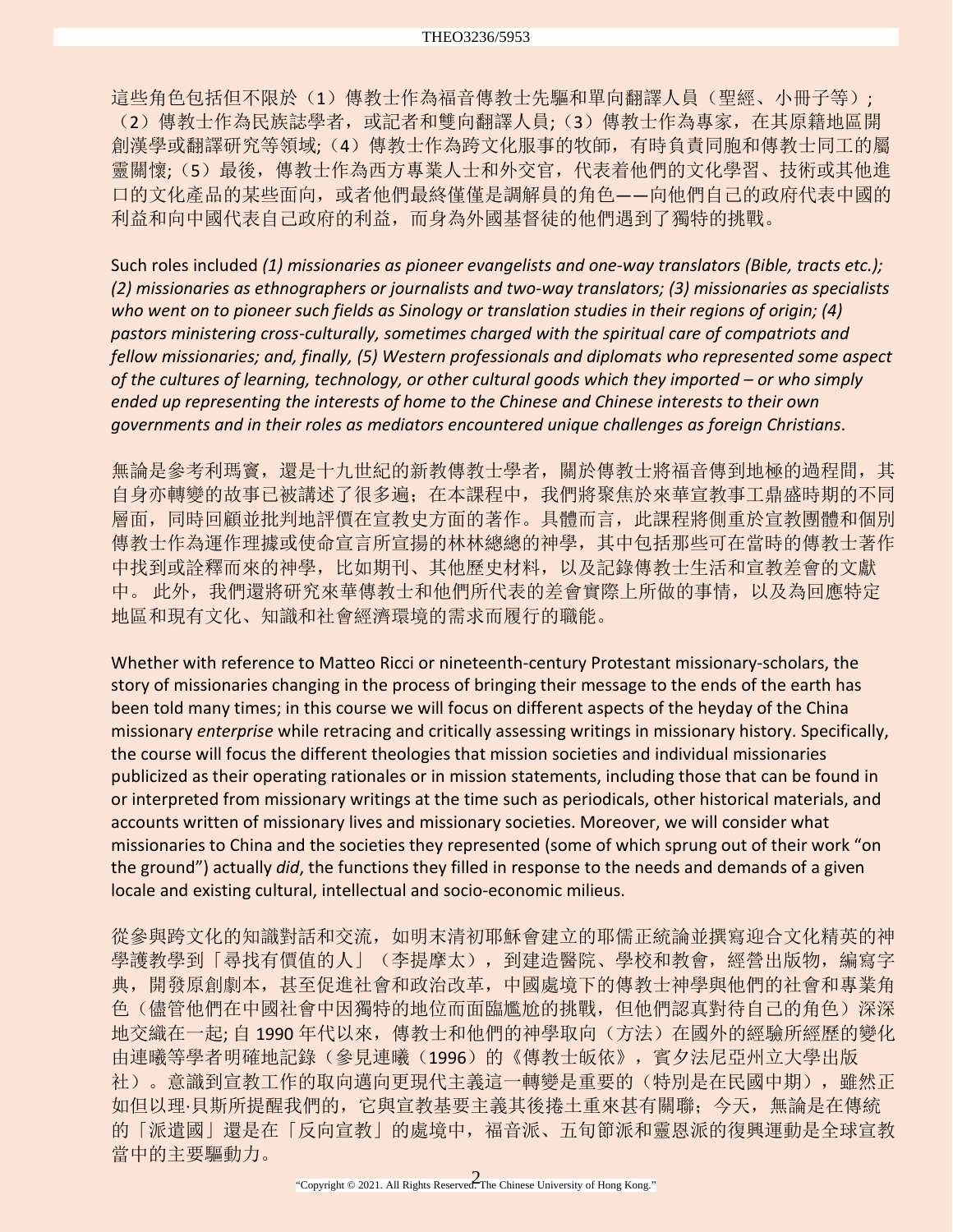這些角色包括但不限於（1）傳教士作為福音傳教士先驅和單向翻譯人員（聖經、小冊子等）;（2）傳教士作為民族誌學者，或記者和雙向翻譯人員;（3）傳教士作為專家，在其原籍地區開創漢學或翻譯研究等領域;（4）傳教士作為跨文化服事的牧師，有時負責同胞和傳教士同工的屬靈關懷;（5）最後，傳教士作為西方專業人士和外交官，代表着他們的文化學習、技術或其他進口的文化產品的某些面向，或者他們最終僅僅是調解員的角色——向他們自己的政府代表中國的利益和向中國代表自己政府的利益，而身為外國基督徒的他們遇到了獨特的挑戰。

Such roles included *(1) missionaries as pioneer evangelists and one-way translators (Bible, tracts etc.); (2) missionaries as ethnographers or journalists and two-way translators; (3) missionaries as specialists who went on to pioneer such fields as Sinology or translation studies in their regions of origin; (4) pastors ministering cross-culturally, sometimes charged with the spiritual care of compatriots and fellow missionaries; and, finally, (5) Western professionals and diplomats who represented some aspect of the cultures of learning, technology, or other cultural goods which they imported – or who simply ended up representing the interests of home to the Chinese and Chinese interests to their own governments and in their roles as mediators encountered unique challenges as foreign Christians*.

無論是參考利瑪竇，還是十九世紀的新教傳教士學者，關於傳教士將福音傳到地極的過程間，其自身亦轉變的故事已被講述了很多遍；在本課程中，我們將聚焦於來華宣教事工鼎盛時期的不同層面，同時回顧並批判地評價在宣教史方面的著作。具體而言，此課程將側重於宣教團體和個別傳教士作為運作理據或使命宣言所宣揚的林林總總的神學，其中包括那些可在當時的傳教士著作中找到或詮釋而來的神學，比如期刊、其他歷史材料，以及記錄傳教士生活和宣教差會的文獻中。此外，我們還將研究來華傳教士和他們所代表的差會實際上所做的事情，以及為回應特定地區和現有文化、知識和社會經濟環境的需求而履行的職能。

Whether with reference to Matteo Ricci or nineteenth-century Protestant missionary-scholars, the story of missionaries changing in the process of bringing their message to the ends of the earth has been told many times; in this course we will focus on different aspects of the heyday of the China missionary *enterprise* while retracing and critically assessing writings in missionary history. Specifically, the course will focus the different theologies that mission societies and individual missionaries publicized as their operating rationales or in mission statements, including those that can be found in or interpreted from missionary writings at the time such as periodicals, other historical materials, and accounts written of missionary lives and missionary societies. Moreover, we will consider what missionaries to China and the societies they represented (some of which sprung out of their work "on the ground") actually *did*, the functions they filled in response to the needs and demands of a given locale and existing cultural, intellectual and socio-economic milieus.

從參與跨文化的知識對話和交流，如明末清初耶穌會建立的耶儒正統論並撰寫迎合文化精英的神學護教學到「尋找有價值的人」（李提摩太），到建造醫院、學校和教會，經營出版物，編寫字典，開發原創劇本，甚至促進社會和政治改革，中國處境下的傳教士神學與他們的社會和專業角色（儘管他們在中國社會中因獨特的地位而面臨尷尬的挑戰，但他們認真對待自己的角色）深深地交織在一起; 自 1990 年代以來，傳教士和他們的神學取向（方法）在國外的經驗所經歷的變化由連曦等學者明確地記錄（參見連曦（1996）的《傳教士皈依》，賓夕法尼亞州立大學出版社）。意識到宣教工作的取向邁向更現代主義這一轉變是重要的（特別是在民國中期），雖然正如但以理·貝斯所提醒我們的，它與宣教基要主義其後捲土重來甚有關聯；今天，無論是在傳統的「派遣國」還是在「反向宣教」的處境中，福音派、五旬節派和靈恩派的復興運動是全球宣教當中的主要驅動力。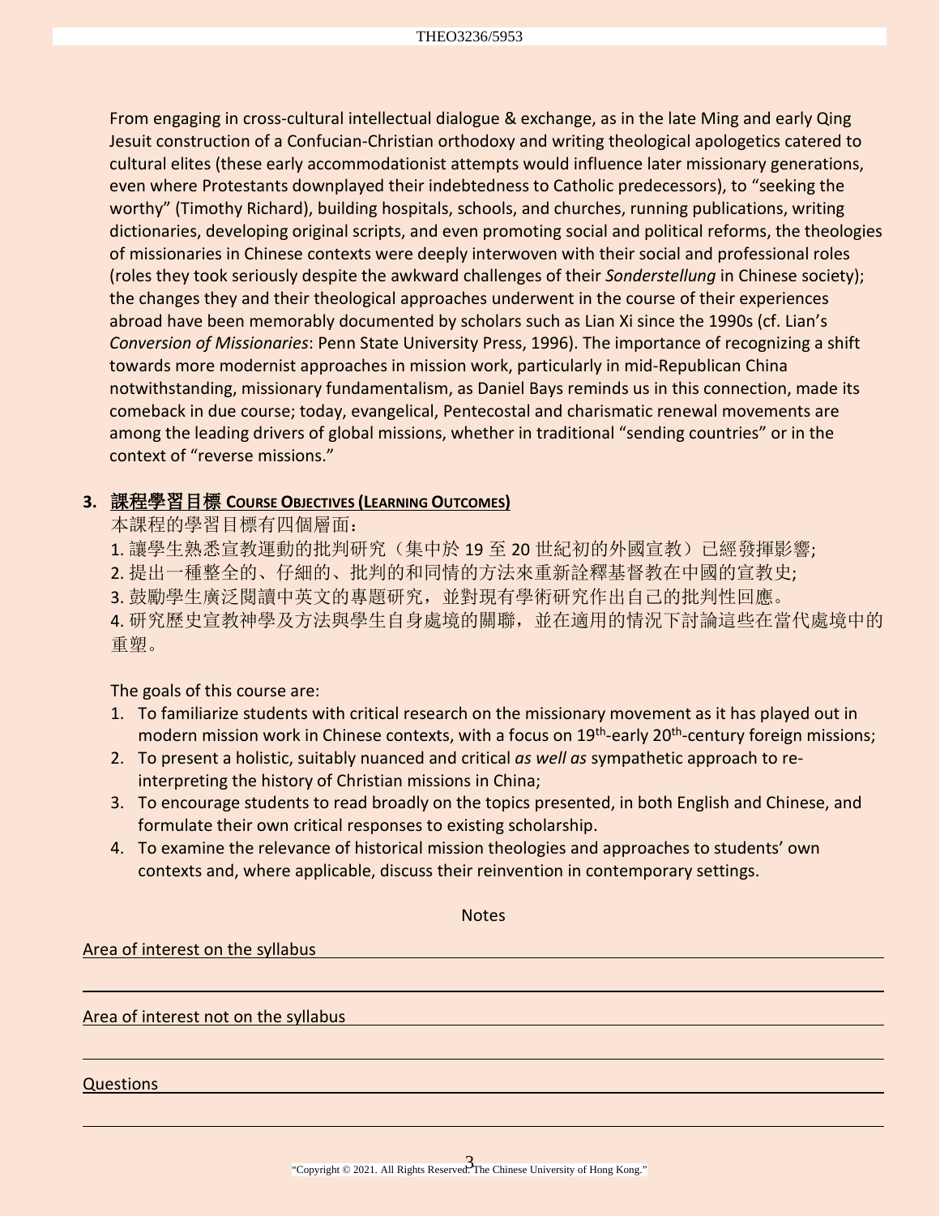From engaging in cross-cultural intellectual dialogue & exchange, as in the late Ming and early Qing Jesuit construction of a Confucian-Christian orthodoxy and writing theological apologetics catered to cultural elites (these early accommodationist attempts would influence later missionary generations, even where Protestants downplayed their indebtedness to Catholic predecessors), to "seeking the worthy" (Timothy Richard), building hospitals, schools, and churches, running publications, writing dictionaries, developing original scripts, and even promoting social and political reforms, the theologies of missionaries in Chinese contexts were deeply interwoven with their social and professional roles (roles they took seriously despite the awkward challenges of their *Sonderstellung* in Chinese society); the changes they and their theological approaches underwent in the course of their experiences abroad have been memorably documented by scholars such as Lian Xi since the 1990s (cf. Lian's *Conversion of Missionaries*: Penn State University Press, 1996). The importance of recognizing a shift towards more modernist approaches in mission work, particularly in mid-Republican China notwithstanding, missionary fundamentalism, as Daniel Bays reminds us in this connection, made its comeback in due course; today, evangelical, Pentecostal and charismatic renewal movements are among the leading drivers of global missions, whether in traditional "sending countries" or in the context of "reverse missions."

## 3. 課程學習目標 COURSE OBJECTIVES (LEARNING OUTCOMES)

本課程的學習目標有四個層面：

1. 讓學生熟悉宣教運動的批判研究（集中於 19 至 20 世紀初的外國宣教）已經發揮影響;
2. 提出一種整全的、仔細的、批判的和同情的方法來重新詮釋基督教在中國的宣教史;
3. 鼓勵學生廣泛閱讀中英文的專題研究，並對現有學術研究作出自己的批判性回應。
4. 研究歷史宣教神學及方法與學生自身處境的關聯，並在適用的情況下討論這些在當代處境中的重塑。

The goals of this course are:

1. To familiarize students with critical research on the missionary movement as it has played out in modern mission work in Chinese contexts, with a focus on 19th-early 20th-century foreign missions;
2. To present a holistic, suitably nuanced and critical *as well as* sympathetic approach to re-interpreting the history of Christian missions in China;
3. To encourage students to read broadly on the topics presented, in both English and Chinese, and formulate their own critical responses to existing scholarship.
4. To examine the relevance of historical mission theologies and approaches to students' own contexts and, where applicable, discuss their reinvention in contemporary settings.

Notes

Area of interest on the syllabus \_\_\_\_\_\_\_\_\_\_\_\_\_\_\_\_\_\_\_\_\_\_\_\_\_\_\_\_\_\_\_\_

Area of interest not on the syllabus \_\_\_\_\_\_\_\_\_\_\_\_\_\_\_\_\_\_\_\_\_\_\_\_\_\_\_\_\_\_\_\_

Questions \_\_\_\_\_\_\_\_\_\_\_\_\_\_\_\_\_\_\_\_\_\_\_\_\_\_\_\_\_\_\_\_

"Copyright © 2021. All Rights Reserved. The Chinese University of Hong Kong."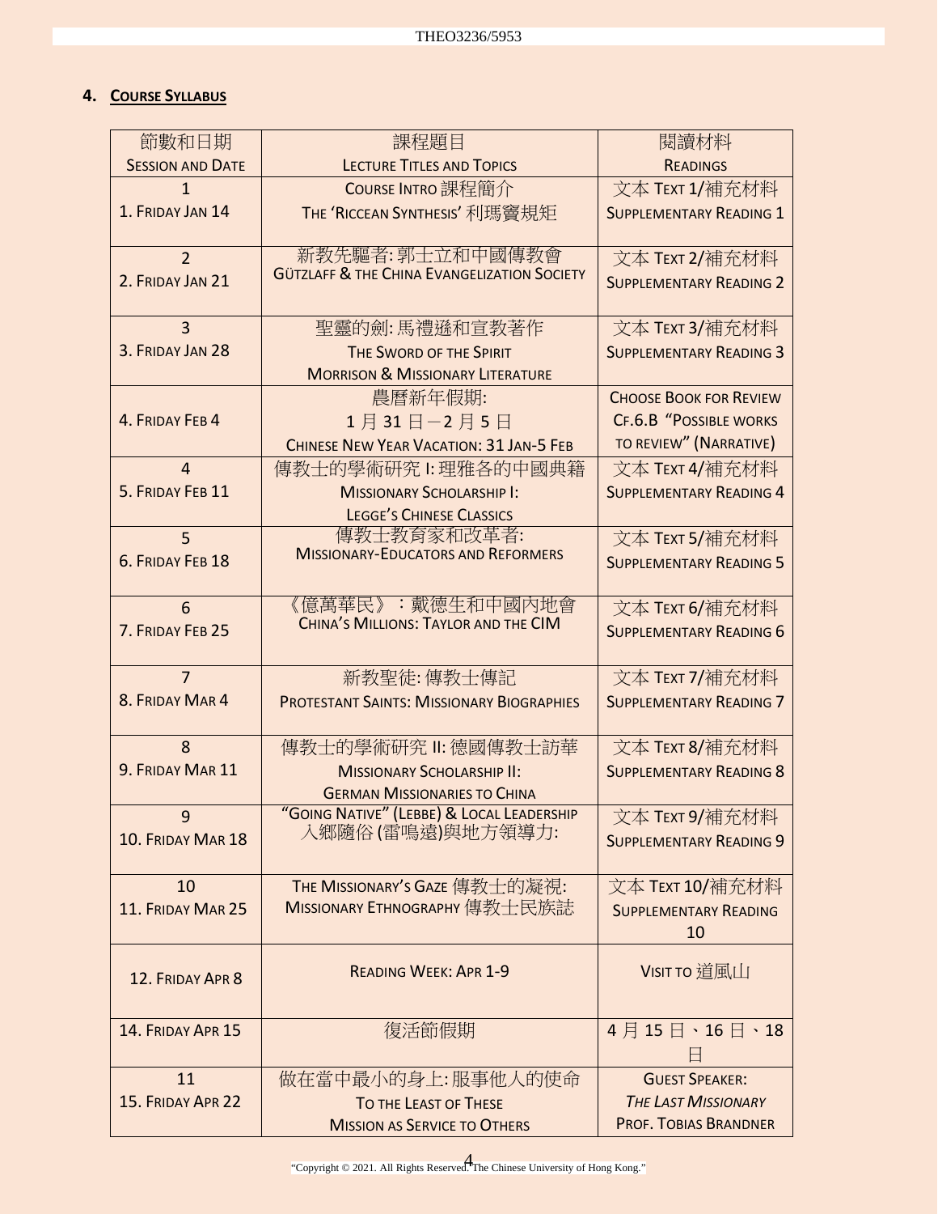## 4. Course Syllabus

| 節數和日期<br>Session and Date | 課程題目<br>Lecture Titles and Topics | 閱讀材料<br>Readings |
|---|---|---|
| 1<br>1. Friday Jan 14 | Course Intro 課程簡介<br>The 'Riccean Synthesis' 利瑪竇規矩 | 文本 Text 1/補充材料<br>Supplementary Reading 1 |
| 2<br>2. Friday Jan 21 | 新教先驅者: 郭士立和中國傳教會<br>Gützlaff & the China Evangelization Society | 文本 Text 2/補充材料<br>Supplementary Reading 2 |
| 3<br>3. Friday Jan 28 | 聖靈的劍: 馬禮遜和宣教著作<br>The Sword of the Spirit<br>Morrison & Missionary Literature | 文本 Text 3/補充材料<br>Supplementary Reading 3 |
| 4. Friday Feb 4 | 農曆新年假期:<br>1 月 31 日－2 月 5 日<br>Chinese New Year Vacation: 31 Jan-5 Feb | Choose Book for Review<br>Cf.6.B "Possible works to review" (Narrative) |
| 4<br>5. Friday Feb 11 | 傳教士的學術研究 I: 理雅各的中國典籍<br>Missionary Scholarship I:<br>Legge's Chinese Classics | 文本 Text 4/補充材料<br>Supplementary Reading 4 |
| 5<br>6. Friday Feb 18 | 傳教士教育家和改革者:<br>Missionary-Educators and Reformers | 文本 Text 5/補充材料<br>Supplementary Reading 5 |
| 6<br>7. Friday Feb 25 | 《億萬華民》：戴德生和中國內地會<br>China's Millions: Taylor and the CIM | 文本 Text 6/補充材料<br>Supplementary Reading 6 |
| 7<br>8. Friday Mar 4 | 新教聖徒: 傳教士傳記<br>Protestant Saints: Missionary Biographies | 文本 Text 7/補充材料<br>Supplementary Reading 7 |
| 8<br>9. Friday Mar 11 | 傳教士的學術研究 II: 德國傳教士訪華<br>Missionary Scholarship II:<br>German Missionaries to China | 文本 Text 8/補充材料<br>Supplementary Reading 8 |
| 9<br>10. Friday Mar 18 | "Going Native" (Lebbe) & Local Leadership<br>入鄉隨俗 (雷鳴遠)與地方領導力: | 文本 Text 9/補充材料<br>Supplementary Reading 9 |
| 10<br>11. Friday Mar 25 | The Missionary's Gaze 傳教士的凝視:<br>Missionary Ethnography 傳教士民族誌 | 文本 Text 10/補充材料<br>Supplementary Reading 10 |
| 12. Friday Apr 8 | Reading Week: Apr 1-9 | Visit to 道風山 |
| 14. Friday Apr 15 | 復活節假期 | 4 月 15 日、16 日、18 日 |
| 11<br>15. Friday Apr 22 | 做在當中最小的身上: 服事他人的使命<br>To the Least of These<br>Mission as Service to Others | Guest Speaker:<br>*The Last Missionary*<br>Prof. Tobias Brandner |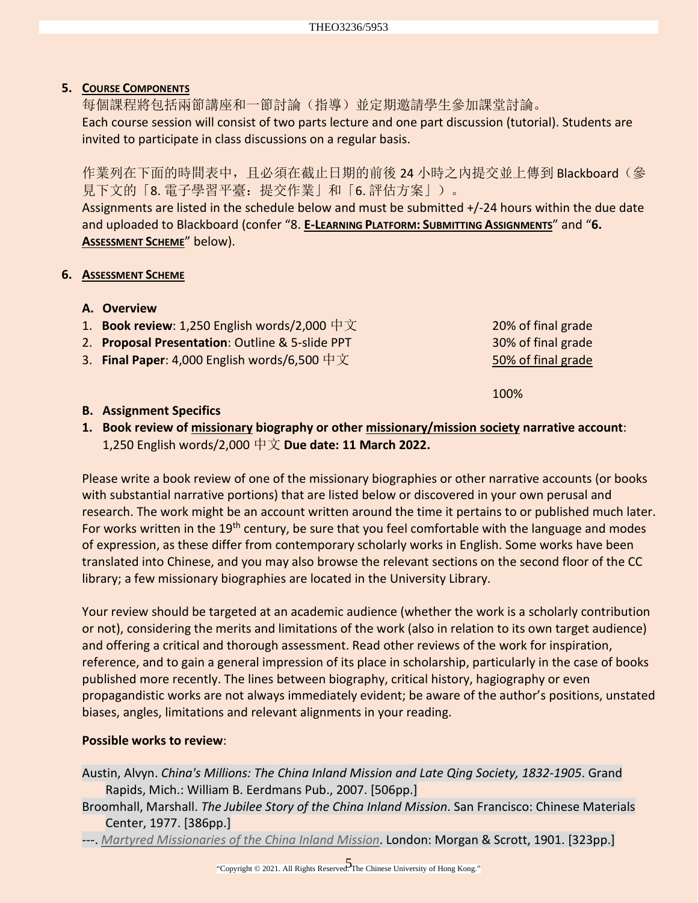## 5. COURSE COMPONENTS

每個課程將包括兩節講座和一節討論（指導）並定期邀請學生參加課堂討論。
Each course session will consist of two parts lecture and one part discussion (tutorial). Students are invited to participate in class discussions on a regular basis.

作業列在下面的時間表中，且必須在截止日期的前後 24 小時之內提交並上傳到 Blackboard（參見下文的「8. 電子學習平臺：提交作業」和「6. 評估方案」）。
Assignments are listed in the schedule below and must be submitted +/-24 hours within the due date and uploaded to Blackboard (confer "8. **E-LEARNING PLATFORM: SUBMITTING ASSIGNMENTS**" and "**6. ASSESSMENT SCHEME**" below).

## 6. ASSESSMENT SCHEME

### A. Overview

| | |
|---|---|
| 1. **Book review**: 1,250 English words/2,000 中文 | 20% of final grade |
| 2. **Proposal Presentation**: Outline & 5-slide PPT | 30% of final grade |
| 3. **Final Paper**: 4,000 English words/6,500 中文 | 50% of final grade |
| | 100% |

### B. Assignment Specifics

**1. Book review of missionary biography or other missionary/mission society narrative account**: 1,250 English words/2,000 中文 **Due date: 11 March 2022.**

Please write a book review of one of the missionary biographies or other narrative accounts (or books with substantial narrative portions) that are listed below or discovered in your own perusal and research. The work might be an account written around the time it pertains to or published much later. For works written in the 19th century, be sure that you feel comfortable with the language and modes of expression, as these differ from contemporary scholarly works in English. Some works have been translated into Chinese, and you may also browse the relevant sections on the second floor of the CC library; a few missionary biographies are located in the University Library.

Your review should be targeted at an academic audience (whether the work is a scholarly contribution or not), considering the merits and limitations of the work (also in relation to its own target audience) and offering a critical and thorough assessment. Read other reviews of the work for inspiration, reference, and to gain a general impression of its place in scholarship, particularly in the case of books published more recently. The lines between biography, critical history, hagiography or even propagandistic works are not always immediately evident; be aware of the author's positions, unstated biases, angles, limitations and relevant alignments in your reading.

**Possible works to review**:

Austin, Alvyn. *China's Millions: The China Inland Mission and Late Qing Society, 1832-1905*. Grand Rapids, Mich.: William B. Eerdmans Pub., 2007. [506pp.]

Broomhall, Marshall. *The Jubilee Story of the China Inland Mission*. San Francisco: Chinese Materials Center, 1977. [386pp.]

---. *Martyred Missionaries of the China Inland Mission*. London: Morgan & Scrott, 1901. [323pp.]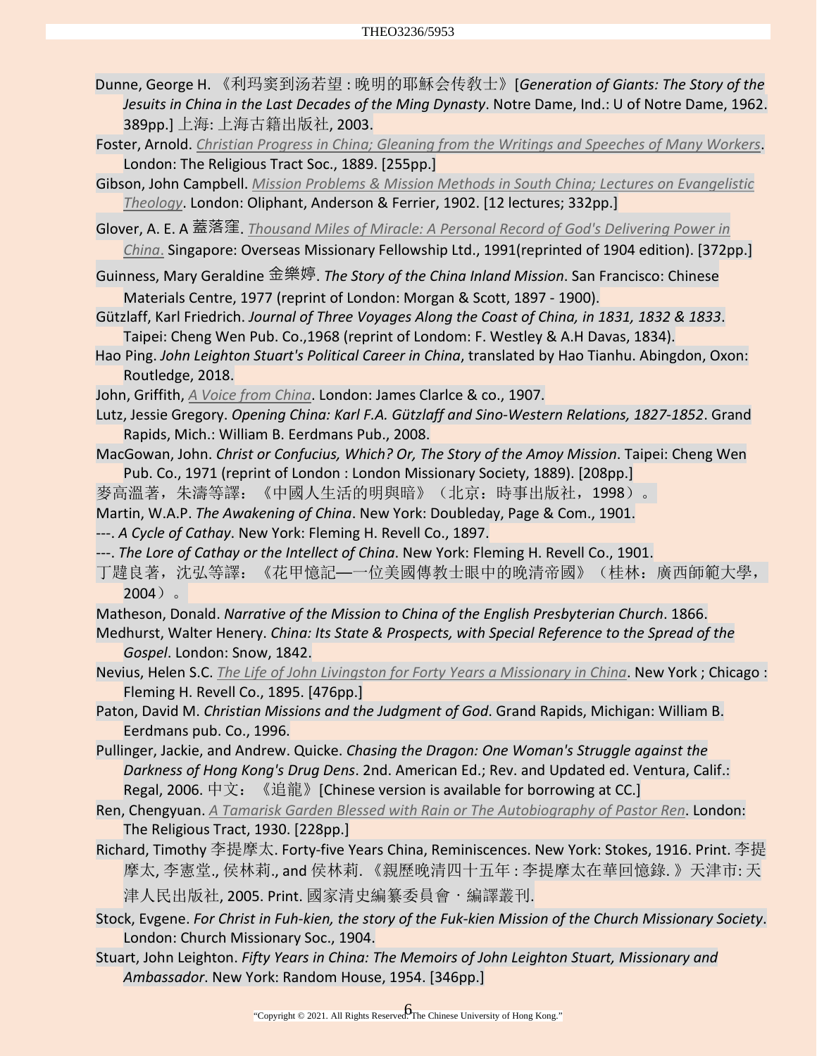Dunne, George H. 《利玛窦到汤若望 : 晚明的耶稣会传教士》[*Generation of Giants: The Story of the Jesuits in China in the Last Decades of the Ming Dynasty*. Notre Dame, Ind.: U of Notre Dame, 1962. 389pp.] 上海: 上海古籍出版社, 2003.

Foster, Arnold. *Christian Progress in China; Gleaning from the Writings and Speeches of Many Workers*. London: The Religious Tract Soc., 1889. [255pp.]

Gibson, John Campbell. *Mission Problems & Mission Methods in South China; Lectures on Evangelistic Theology*. London: Oliphant, Anderson & Ferrier, 1902. [12 lectures; 332pp.]

Glover, A. E. A 蓋落窪. *Thousand Miles of Miracle: A Personal Record of God's Delivering Power in China.* Singapore: Overseas Missionary Fellowship Ltd., 1991(reprinted of 1904 edition). [372pp.]

Guinness, Mary Geraldine 金樂婷. *The Story of the China Inland Mission*. San Francisco: Chinese Materials Centre, 1977 (reprint of London: Morgan & Scott, 1897 - 1900).

Gützlaff, Karl Friedrich. *Journal of Three Voyages Along the Coast of China, in 1831, 1832 & 1833*. Taipei: Cheng Wen Pub. Co.,1968 (reprint of Londom: F. Westley & A.H Davas, 1834).

Hao Ping. *John Leighton Stuart's Political Career in China*, translated by Hao Tianhu. Abingdon, Oxon: Routledge, 2018.

John, Griffith, *A Voice from China*. London: James Clarlce & co., 1907.

Lutz, Jessie Gregory. *Opening China: Karl F.A. Gützlaff and Sino-Western Relations, 1827-1852*. Grand Rapids, Mich.: William B. Eerdmans Pub., 2008.

MacGowan, John. *Christ or Confucius, Which? Or, The Story of the Amoy Mission*. Taipei: Cheng Wen Pub. Co., 1971 (reprint of London : London Missionary Society, 1889). [208pp.]

麥高溫著，朱濤等譯：《中國人生活的明與暗》（北京：時事出版社，1998）。

Martin, W.A.P. *The Awakening of China*. New York: Doubleday, Page & Com., 1901.

---. *A Cycle of Cathay*. New York: Fleming H. Revell Co., 1897.

---. *The Lore of Cathay or the Intellect of China*. New York: Fleming H. Revell Co., 1901.

丁韙良著，沈弘等譯：《花甲憶記—一位美國傳教士眼中的晚清帝國》（桂林：廣西師範大學，2004）。

Matheson, Donald. *Narrative of the Mission to China of the English Presbyterian Church*. 1866.

Medhurst, Walter Henery. *China: Its State & Prospects, with Special Reference to the Spread of the Gospel*. London: Snow, 1842.

Nevius, Helen S.C. *The Life of John Livingston for Forty Years a Missionary in China*. New York ; Chicago : Fleming H. Revell Co., 1895. [476pp.]

Paton, David M. *Christian Missions and the Judgment of God*. Grand Rapids, Michigan: William B. Eerdmans pub. Co., 1996.

Pullinger, Jackie, and Andrew. Quicke. *Chasing the Dragon: One Woman's Struggle against the Darkness of Hong Kong's Drug Dens*. 2nd. American Ed.; Rev. and Updated ed. Ventura, Calif.: Regal, 2006. 中文：《追龍》[Chinese version is available for borrowing at CC.]

Ren, Chengyuan. *A Tamarisk Garden Blessed with Rain or The Autobiography of Pastor Ren*. London: The Religious Tract, 1930. [228pp.]

Richard, Timothy 李提摩太. Forty-five Years China, Reminiscences. New York: Stokes, 1916. Print. 李提摩太, 李憲堂., 侯林莉., and 侯林莉. 《親歷晚清四十五年 : 李提摩太在華回憶錄. 》天津市: 天津人民出版社, 2005. Print. 國家清史編纂委員會・編譯叢刊.

Stock, Evgene. *For Christ in Fuh-kien, the story of the Fuk-kien Mission of the Church Missionary Society*. London: Church Missionary Soc., 1904.

Stuart, John Leighton. *Fifty Years in China: The Memoirs of John Leighton Stuart, Missionary and Ambassador*. New York: Random House, 1954. [346pp.]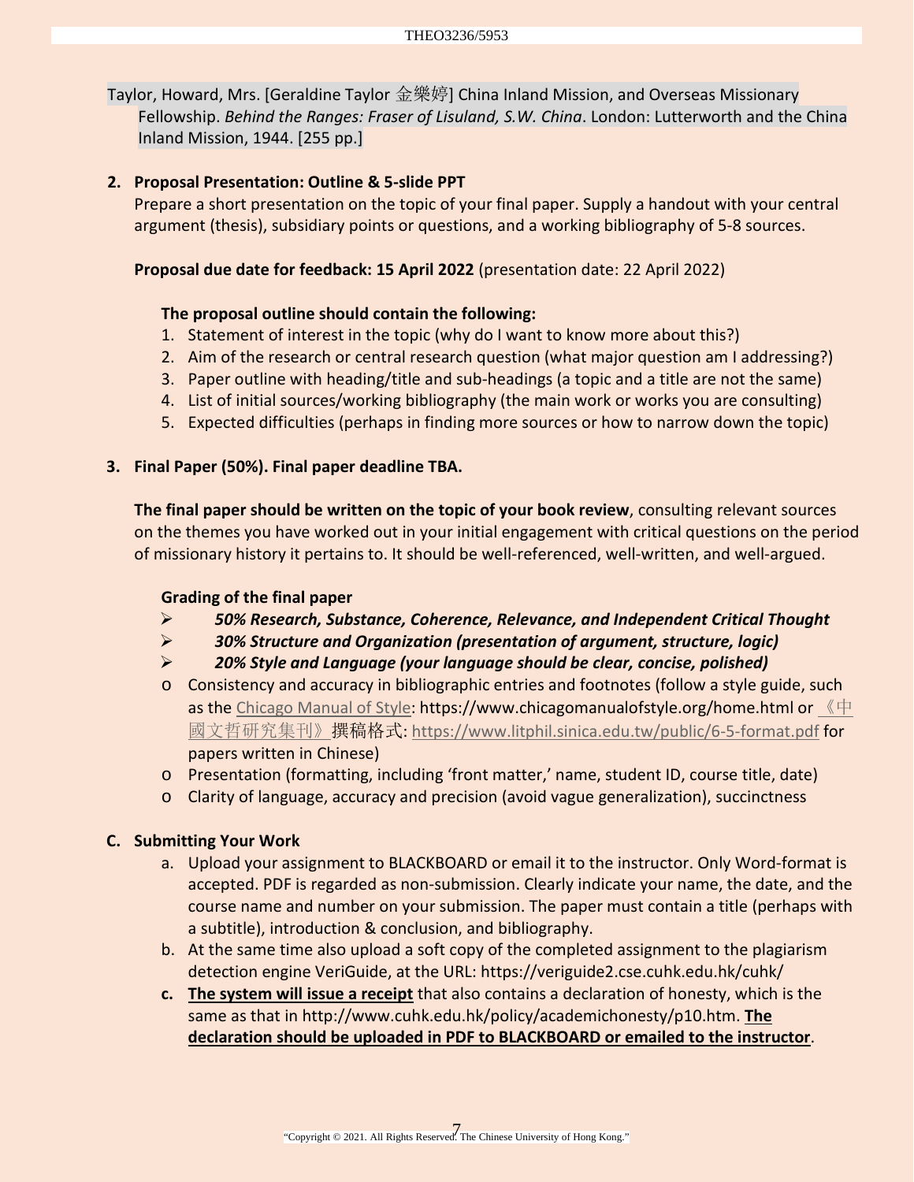Taylor, Howard, Mrs. [Geraldine Taylor 金樂婷] China Inland Mission, and Overseas Missionary Fellowship. *Behind the Ranges: Fraser of Lisuland, S.W. China*. London: Lutterworth and the China Inland Mission, 1944. [255 pp.]

**2. Proposal Presentation: Outline & 5-slide PPT**

Prepare a short presentation on the topic of your final paper. Supply a handout with your central argument (thesis), subsidiary points or questions, and a working bibliography of 5-8 sources.

**Proposal due date for feedback: 15 April 2022** (presentation date: 22 April 2022)

**The proposal outline should contain the following:**

1. Statement of interest in the topic (why do I want to know more about this?)
2. Aim of the research or central research question (what major question am I addressing?)
3. Paper outline with heading/title and sub-headings (a topic and a title are not the same)
4. List of initial sources/working bibliography (the main work or works you are consulting)
5. Expected difficulties (perhaps in finding more sources or how to narrow down the topic)

**3. Final Paper (50%). Final paper deadline TBA.**

**The final paper should be written on the topic of your book review**, consulting relevant sources on the themes you have worked out in your initial engagement with critical questions on the period of missionary history it pertains to. It should be well-referenced, well-written, and well-argued.

**Grading of the final paper**

- ***50% Research, Substance, Coherence, Relevance, and Independent Critical Thought***
- ***30% Structure and Organization (presentation of argument, structure, logic)***
- ***20% Style and Language (your language should be clear, concise, polished)***
- Consistency and accuracy in bibliographic entries and footnotes (follow a style guide, such as the Chicago Manual of Style: https://www.chicagomanualofstyle.org/home.html or 《中國文哲研究集刊》撰稿格式: https://www.litphil.sinica.edu.tw/public/6-5-format.pdf for papers written in Chinese)
- Presentation (formatting, including 'front matter,' name, student ID, course title, date)
- Clarity of language, accuracy and precision (avoid vague generalization), succinctness

**C. Submitting Your Work**

a. Upload your assignment to BLACKBOARD or email it to the instructor. Only Word-format is accepted. PDF is regarded as non-submission. Clearly indicate your name, the date, and the course name and number on your submission. The paper must contain a title (perhaps with a subtitle), introduction & conclusion, and bibliography.

b. At the same time also upload a soft copy of the completed assignment to the plagiarism detection engine VeriGuide, at the URL: https://veriguide2.cse.cuhk.edu.hk/cuhk/

c. **<u>The system will issue a receipt</u>** that also contains a declaration of honesty, which is the same as that in http://www.cuhk.edu.hk/policy/academichonesty/p10.htm. **<u>The declaration should be uploaded in PDF to BLACKBOARD or emailed to the instructor</u>**.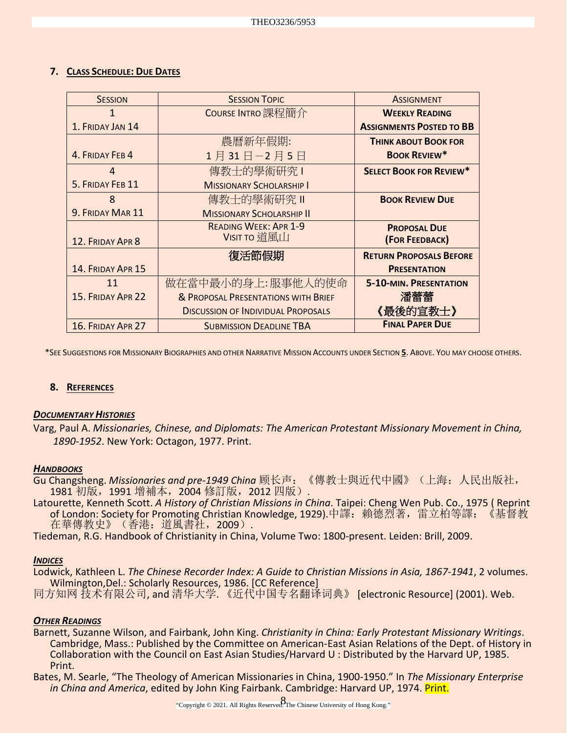### 7. **Class Schedule: Due Dates**

| Session | Session Topic | Assignment |
|---|---|---|
| 1<br>1. Friday Jan 14 | Course Intro 課程簡介 | **Weekly Reading Assignments Posted to BB** |
| 4. Friday Feb 4 | 農曆新年假期:<br>1 月 31 日－2 月 5 日 | **Think about Book for Book Review*** |
| 4<br>5. Friday Feb 11 | 傳教士的學術研究 I<br>Missionary Scholarship I | **Select Book for Review*** |
| 8<br>9. Friday Mar 11 | 傳教士的學術研究 II<br>Missionary Scholarship II | **Book Review Due** |
| 12. Friday Apr 8 | Reading Week: Apr 1-9<br>Visit to 道風山 | **Proposal Due (For Feedback)** |
| 14. Friday Apr 15 | **復活節假期** | **Return Proposals Before Presentation** |
| 11<br>15. Friday Apr 22 | 做在當中最小的身上:服事他人的使命<br>& Proposal Presentations with Brief Discussion of Individual Proposals | **5-10-min. Presentation**<br>**潘蓓蓓**<br>**《最後的宣教士》** |
| 16. Friday Apr 27 | Submission Deadline TBA | **Final Paper Due** |

*See Suggestions for Missionary Biographies and other Narrative Mission Accounts under Section **5**. Above. You may choose others.

### 8. **References**

***Documentary Histories***

Varg, Paul A. *Missionaries, Chinese, and Diplomats: The American Protestant Missionary Movement in China, 1890-1952*. New York: Octagon, 1977. Print.

***Handbooks***

Gu Changsheng. *Missionaries and pre-1949 China* 顾长声：《傳教士與近代中國》（上海：人民出版社，1981 初版，1991 增補本，2004 修訂版，2012 四版）.

Latourette, Kenneth Scott. *A History of Christian Missions in China*. Taipei: Cheng Wen Pub. Co., 1975 ( Reprint of London: Society for Promoting Christian Knowledge, 1929).中譯：賴德烈著，雷立柏等譯：《基督教在華傳教史》（香港：道風書社，2009）.

Tiedeman, R.G. Handbook of Christianity in China, Volume Two: 1800-present. Leiden: Brill, 2009.

***Indices***

Lodwick, Kathleen L. *The Chinese Recorder Index: A Guide to Christian Missions in Asia, 1867-1941*, 2 volumes. Wilmington,Del.: Scholarly Resources, 1986. [CC Reference]

同方知网 技术有限公司, and 清华大学. 《近代中国专名翻译词典》 [electronic Resource] (2001). Web.

***Other Readings***

Barnett, Suzanne Wilson, and Fairbank, John King. *Christianity in China: Early Protestant Missionary Writings*. Cambridge, Mass.: Published by the Committee on American-East Asian Relations of the Dept. of History in Collaboration with the Council on East Asian Studies/Harvard U : Distributed by the Harvard UP, 1985. Print.

Bates, M. Searle, "The Theology of American Missionaries in China, 1900-1950." In *The Missionary Enterprise in China and America*, edited by John King Fairbank. Cambridge: Harvard UP, 1974. Print.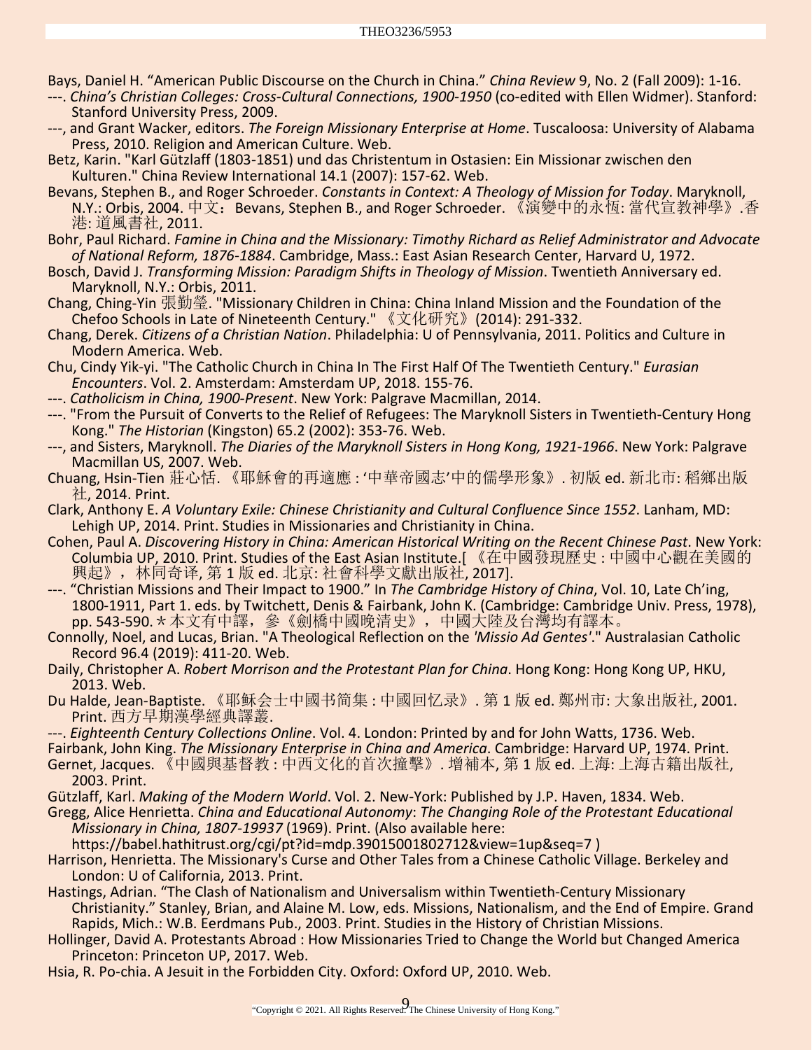Bays, Daniel H. “American Public Discourse on the Church in China.” *China Review* 9, No. 2 (Fall 2009): 1-16.

---. *China's Christian Colleges: Cross-Cultural Connections, 1900-1950* (co-edited with Ellen Widmer). Stanford: Stanford University Press, 2009.

---, and Grant Wacker, editors. *The Foreign Missionary Enterprise at Home*. Tuscaloosa: University of Alabama Press, 2010. Religion and American Culture. Web.

Betz, Karin. "Karl Gützlaff (1803-1851) und das Christentum in Ostasien: Ein Missionar zwischen den Kulturen." China Review International 14.1 (2007): 157-62. Web.

Bevans, Stephen B., and Roger Schroeder. *Constants in Context: A Theology of Mission for Today*. Maryknoll, N.Y.: Orbis, 2004. 中文：Bevans, Stephen B., and Roger Schroeder. 《演變中的永恆: 當代宣教神學》.香港: 道風書社, 2011.

Bohr, Paul Richard. *Famine in China and the Missionary: Timothy Richard as Relief Administrator and Advocate of National Reform, 1876-1884*. Cambridge, Mass.: East Asian Research Center, Harvard U, 1972.

Bosch, David J. *Transforming Mission: Paradigm Shifts in Theology of Mission*. Twentieth Anniversary ed. Maryknoll, N.Y.: Orbis, 2011.

Chang, Ching-Yin 張勤瑩. "Missionary Children in China: China Inland Mission and the Foundation of the Chefoo Schools in Late of Nineteenth Century." 《文化研究》(2014): 291-332.

Chang, Derek. *Citizens of a Christian Nation*. Philadelphia: U of Pennsylvania, 2011. Politics and Culture in Modern America. Web.

Chu, Cindy Yik-yi. "The Catholic Church in China In The First Half Of The Twentieth Century." *Eurasian Encounters*. Vol. 2. Amsterdam: Amsterdam UP, 2018. 155-76.

---. *Catholicism in China, 1900-Present*. New York: Palgrave Macmillan, 2014.

---. "From the Pursuit of Converts to the Relief of Refugees: The Maryknoll Sisters in Twentieth-Century Hong Kong." *The Historian* (Kingston) 65.2 (2002): 353-76. Web.

---, and Sisters, Maryknoll. *The Diaries of the Maryknoll Sisters in Hong Kong, 1921-1966*. New York: Palgrave Macmillan US, 2007. Web.

Chuang, Hsin-Tien 莊心恬. 《耶穌會的再適應 : ‘中華帝國志’中的儒學形象》. 初版 ed. 新北市: 稻鄉出版社, 2014. Print.

Clark, Anthony E. *A Voluntary Exile: Chinese Christianity and Cultural Confluence Since 1552*. Lanham, MD: Lehigh UP, 2014. Print. Studies in Missionaries and Christianity in China.

Cohen, Paul A. *Discovering History in China: American Historical Writing on the Recent Chinese Past*. New York: Columbia UP, 2010. Print. Studies of the East Asian Institute.[ 《在中國發現歷史 : 中國中心觀在美國的興起》，林同奇译, 第 1 版 ed. 北京: 社會科學文獻出版社, 2017].

---. “Christian Missions and Their Impact to 1900.” In *The Cambridge History of China*, Vol. 10, Late Ch'ing, 1800-1911, Part 1. eds. by Twitchett, Denis & Fairbank, John K. (Cambridge: Cambridge Univ. Press, 1978), pp. 543-590. *本文有中譯，參《劍橋中國晚清史》，中國大陸及台灣均有譯本。

Connolly, Noel, and Lucas, Brian. "A Theological Reflection on the *'Missio Ad Gentes'*." Australasian Catholic Record 96.4 (2019): 411-20. Web.

Daily, Christopher A. *Robert Morrison and the Protestant Plan for China*. Hong Kong: Hong Kong UP, HKU, 2013. Web.

Du Halde, Jean-Baptiste. 《耶穌会士中國书简集 : 中國回忆录》. 第 1 版 ed. 鄭州市: 大象出版社, 2001. Print. 西方早期漢學經典譯叢.

---. *Eighteenth Century Collections Online*. Vol. 4. London: Printed by and for John Watts, 1736. Web.

Fairbank, John King. *The Missionary Enterprise in China and America*. Cambridge: Harvard UP, 1974. Print.

Gernet, Jacques. 《中國與基督教 : 中西文化的首次撞擊》. 增補本, 第 1 版 ed. 上海: 上海古籍出版社, 2003. Print.

Gützlaff, Karl. *Making of the Modern World*. Vol. 2. New-York: Published by J.P. Haven, 1834. Web.

Gregg, Alice Henrietta. *China and Educational Autonomy*: *The Changing Role of the Protestant Educational Missionary in China, 1807-19937* (1969). Print. (Also available here: https://babel.hathitrust.org/cgi/pt?id=mdp.39015001802712&view=1up&seq=7 )

Harrison, Henrietta. The Missionary's Curse and Other Tales from a Chinese Catholic Village. Berkeley and London: U of California, 2013. Print.

Hastings, Adrian. “The Clash of Nationalism and Universalism within Twentieth-Century Missionary Christianity.” Stanley, Brian, and Alaine M. Low, eds. Missions, Nationalism, and the End of Empire. Grand Rapids, Mich.: W.B. Eerdmans Pub., 2003. Print. Studies in the History of Christian Missions.

Hollinger, David A. Protestants Abroad : How Missionaries Tried to Change the World but Changed America Princeton: Princeton UP, 2017. Web.

Hsia, R. Po-chia. A Jesuit in the Forbidden City. Oxford: Oxford UP, 2010. Web.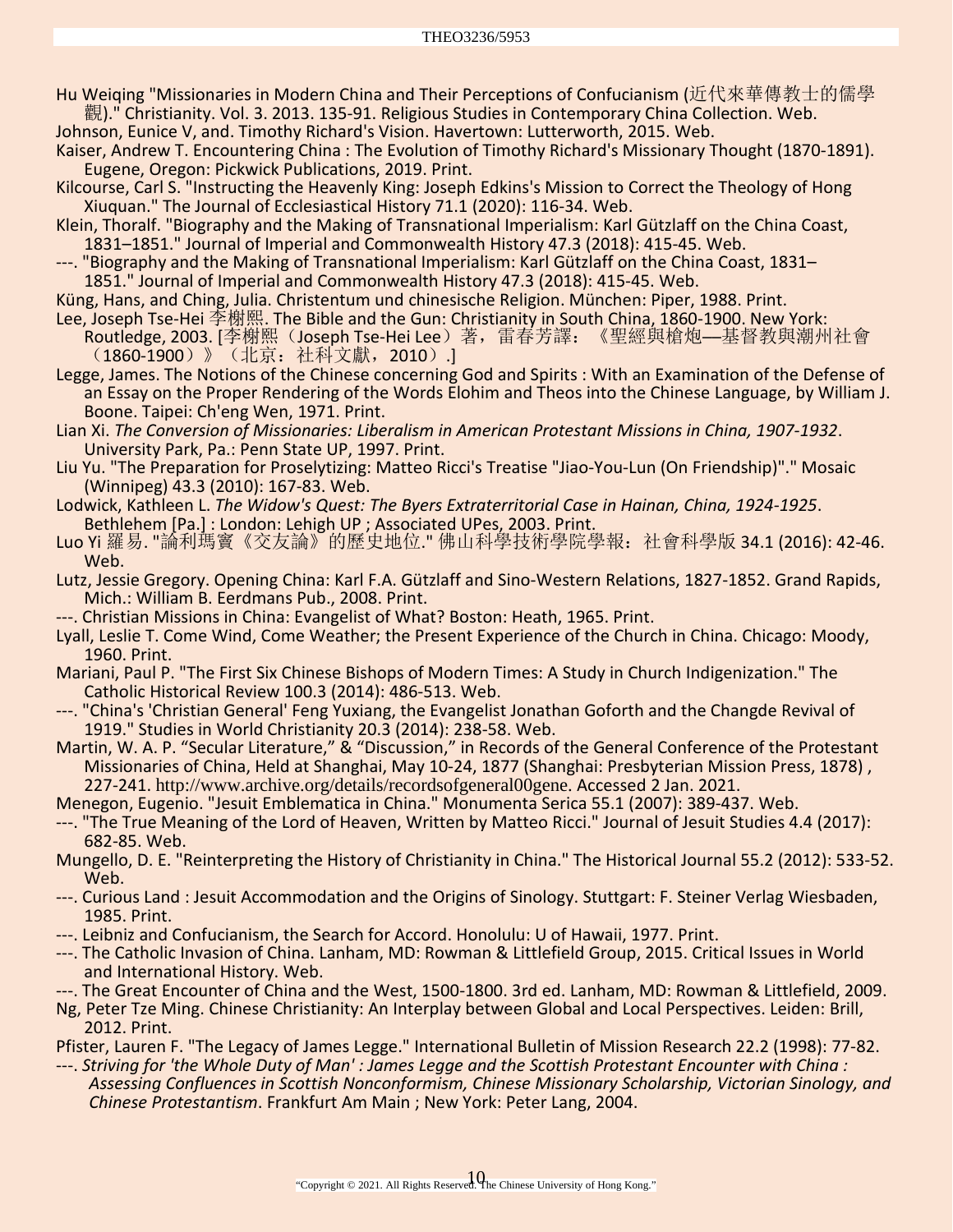Hu Weiqing "Missionaries in Modern China and Their Perceptions of Confucianism (近代來華傳教士的儒學觀)." Christianity. Vol. 3. 2013. 135-91. Religious Studies in Contemporary China Collection. Web.

Johnson, Eunice V, and. Timothy Richard's Vision. Havertown: Lutterworth, 2015. Web.

Kaiser, Andrew T. Encountering China : The Evolution of Timothy Richard's Missionary Thought (1870-1891). Eugene, Oregon: Pickwick Publications, 2019. Print.

Kilcourse, Carl S. "Instructing the Heavenly King: Joseph Edkins's Mission to Correct the Theology of Hong Xiuquan." The Journal of Ecclesiastical History 71.1 (2020): 116-34. Web.

Klein, Thoralf. "Biography and the Making of Transnational Imperialism: Karl Gützlaff on the China Coast, 1831–1851." Journal of Imperial and Commonwealth History 47.3 (2018): 415-45. Web.

---. "Biography and the Making of Transnational Imperialism: Karl Gützlaff on the China Coast, 1831–1851." Journal of Imperial and Commonwealth History 47.3 (2018): 415-45. Web.

Küng, Hans, and Ching, Julia. Christentum und chinesische Religion. München: Piper, 1988. Print.

Lee, Joseph Tse-Hei 李榭熙. The Bible and the Gun: Christianity in South China, 1860-1900. New York: Routledge, 2003. [李榭熙（Joseph Tse-Hei Lee）著，雷春芳譯：《聖經與槍炮—基督教與潮州社會（1860-1900）》（北京：社科文獻，2010）.]

Legge, James. The Notions of the Chinese concerning God and Spirits : With an Examination of the Defense of an Essay on the Proper Rendering of the Words Elohim and Theos into the Chinese Language, by William J. Boone. Taipei: Ch'eng Wen, 1971. Print.

Lian Xi. *The Conversion of Missionaries: Liberalism in American Protestant Missions in China, 1907-1932*. University Park, Pa.: Penn State UP, 1997. Print.

Liu Yu. "The Preparation for Proselytizing: Matteo Ricci's Treatise "Jiao-You-Lun (On Friendship)"." Mosaic (Winnipeg) 43.3 (2010): 167-83. Web.

Lodwick, Kathleen L. *The Widow's Quest: The Byers Extraterritorial Case in Hainan, China, 1924-1925*. Bethlehem [Pa.] : London: Lehigh UP ; Associated UPes, 2003. Print.

Luo Yi 羅易. "論利瑪竇《交友論》的歷史地位." 佛山科學技術學院學報：社會科學版 34.1 (2016): 42-46. Web.

Lutz, Jessie Gregory. Opening China: Karl F.A. Gützlaff and Sino-Western Relations, 1827-1852. Grand Rapids, Mich.: William B. Eerdmans Pub., 2008. Print.

---. Christian Missions in China: Evangelist of What? Boston: Heath, 1965. Print.

Lyall, Leslie T. Come Wind, Come Weather; the Present Experience of the Church in China. Chicago: Moody, 1960. Print.

Mariani, Paul P. "The First Six Chinese Bishops of Modern Times: A Study in Church Indigenization." The Catholic Historical Review 100.3 (2014): 486-513. Web.

---. "China's 'Christian General' Feng Yuxiang, the Evangelist Jonathan Goforth and the Changde Revival of 1919." Studies in World Christianity 20.3 (2014): 238-58. Web.

Martin, W. A. P. "Secular Literature," & "Discussion," in Records of the General Conference of the Protestant Missionaries of China, Held at Shanghai, May 10-24, 1877 (Shanghai: Presbyterian Mission Press, 1878) , 227-241. http://www.archive.org/details/recordsofgeneral00gene. Accessed 2 Jan. 2021.

Menegon, Eugenio. "Jesuit Emblematica in China." Monumenta Serica 55.1 (2007): 389-437. Web.

---. "The True Meaning of the Lord of Heaven, Written by Matteo Ricci." Journal of Jesuit Studies 4.4 (2017): 682-85. Web.

Mungello, D. E. "Reinterpreting the History of Christianity in China." The Historical Journal 55.2 (2012): 533-52. Web.

---. Curious Land : Jesuit Accommodation and the Origins of Sinology. Stuttgart: F. Steiner Verlag Wiesbaden, 1985. Print.

---. Leibniz and Confucianism, the Search for Accord. Honolulu: U of Hawaii, 1977. Print.

---. The Catholic Invasion of China. Lanham, MD: Rowman & Littlefield Group, 2015. Critical Issues in World and International History. Web.

---. The Great Encounter of China and the West, 1500-1800. 3rd ed. Lanham, MD: Rowman & Littlefield, 2009.

Ng, Peter Tze Ming. Chinese Christianity: An Interplay between Global and Local Perspectives. Leiden: Brill, 2012. Print.

Pfister, Lauren F. "The Legacy of James Legge." International Bulletin of Mission Research 22.2 (1998): 77-82.

---. *Striving for 'the Whole Duty of Man' : James Legge and the Scottish Protestant Encounter with China : Assessing Confluences in Scottish Nonconformism, Chinese Missionary Scholarship, Victorian Sinology, and Chinese Protestantism*. Frankfurt Am Main ; New York: Peter Lang, 2004.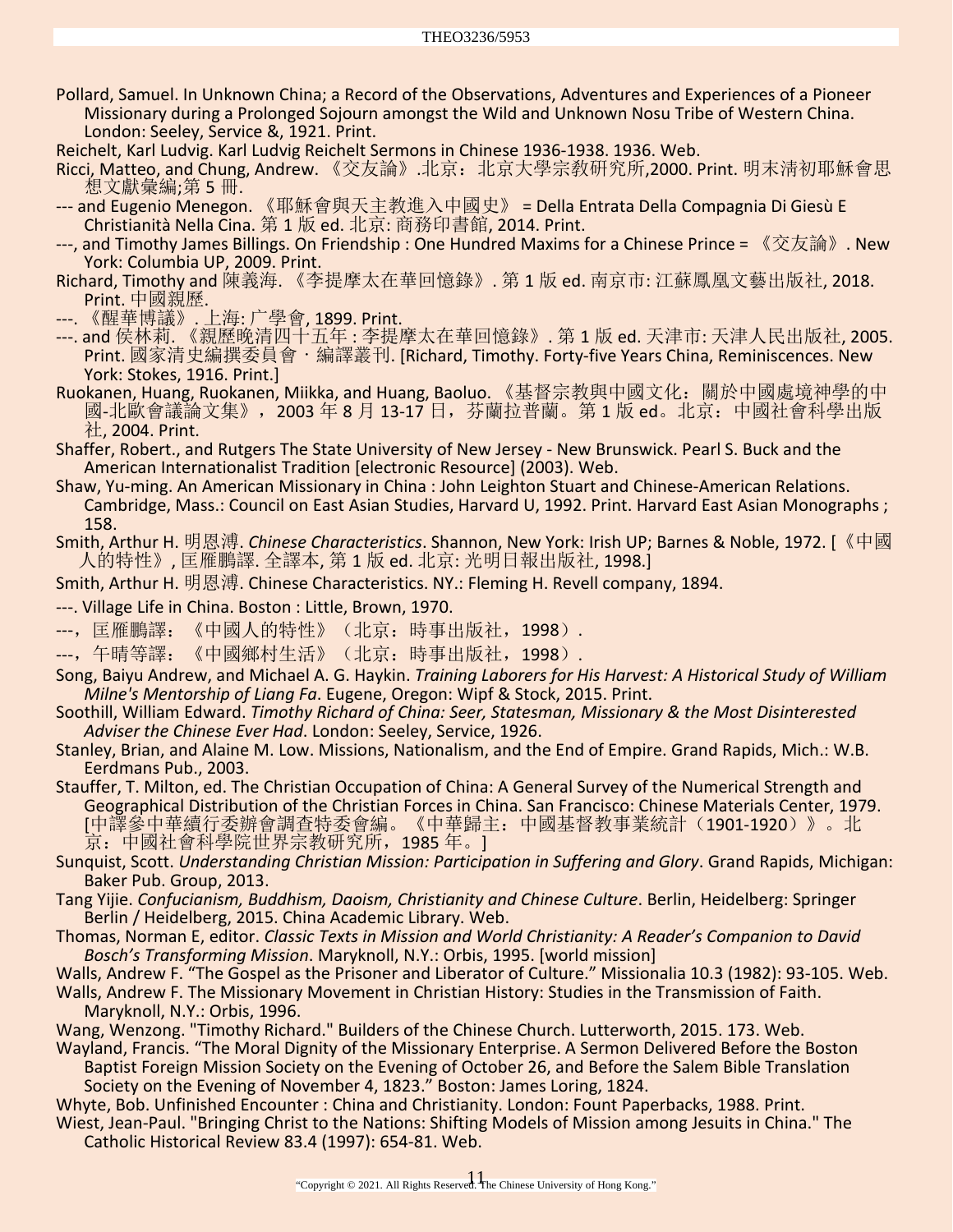Pollard, Samuel. In Unknown China; a Record of the Observations, Adventures and Experiences of a Pioneer Missionary during a Prolonged Sojourn amongst the Wild and Unknown Nosu Tribe of Western China. London: Seeley, Service &, 1921. Print.

Reichelt, Karl Ludvig. Karl Ludvig Reichelt Sermons in Chinese 1936-1938. 1936. Web.

Ricci, Matteo, and Chung, Andrew. 《交友論》.北京：北京大學宗教研究所,2000. Print. 明末清初耶穌會思想文獻彙編;第 5 冊.

--- and Eugenio Menegon. 《耶穌會與天主教進入中國史》 = Della Entrata Della Compagnia Di Giesù E Christianità Nella Cina. 第 1 版 ed. 北京: 商務印書館, 2014. Print.

---, and Timothy James Billings. On Friendship : One Hundred Maxims for a Chinese Prince = 《交友論》. New York: Columbia UP, 2009. Print.

Richard, Timothy and 陳義海. 《李提摩太在華回憶錄》. 第 1 版 ed. 南京市: 江蘇鳳凰文藝出版社, 2018. Print. 中國親歷.

---. 《醒華博議》. 上海: 广學會, 1899. Print.

---. and 侯林莉. 《親歷晚清四十五年 : 李提摩太在華回憶錄》. 第 1 版 ed. 天津市: 天津人民出版社, 2005. Print. 國家清史編撰委員會・編譯叢刊. [Richard, Timothy. Forty-five Years China, Reminiscences. New York: Stokes, 1916. Print.]

Ruokanen, Huang, Ruokanen, Miikka, and Huang, Baoluo. 《基督宗教與中國文化：關於中國處境神學的中國-北歐會議論文集》，2003 年 8 月 13-17 日，芬蘭拉普蘭。第 1 版 ed。北京：中國社會科學出版社, 2004. Print.

Shaffer, Robert., and Rutgers The State University of New Jersey - New Brunswick. Pearl S. Buck and the American Internationalist Tradition [electronic Resource] (2003). Web.

Shaw, Yu-ming. An American Missionary in China : John Leighton Stuart and Chinese-American Relations. Cambridge, Mass.: Council on East Asian Studies, Harvard U, 1992. Print. Harvard East Asian Monographs ; 158.

Smith, Arthur H. 明恩溥. *Chinese Characteristics*. Shannon, New York: Irish UP; Barnes & Noble, 1972. [《中國人的特性》, 匡雁鵬譯. 全譯本, 第 1 版 ed. 北京: 光明日報出版社, 1998.]

Smith, Arthur H. 明恩溥. Chinese Characteristics. NY.: Fleming H. Revell company, 1894.

---. Village Life in China. Boston : Little, Brown, 1970.

---，匡雁鵬譯：《中國人的特性》（北京：時事出版社，1998）.

---，午晴等譯：《中國鄉村生活》（北京：時事出版社，1998）.

Song, Baiyu Andrew, and Michael A. G. Haykin. *Training Laborers for His Harvest: A Historical Study of William Milne's Mentorship of Liang Fa*. Eugene, Oregon: Wipf & Stock, 2015. Print.

Soothill, William Edward. *Timothy Richard of China: Seer, Statesman, Missionary & the Most Disinterested Adviser the Chinese Ever Had*. London: Seeley, Service, 1926.

Stanley, Brian, and Alaine M. Low. Missions, Nationalism, and the End of Empire. Grand Rapids, Mich.: W.B. Eerdmans Pub., 2003.

Stauffer, T. Milton, ed. The Christian Occupation of China: A General Survey of the Numerical Strength and Geographical Distribution of the Christian Forces in China. San Francisco: Chinese Materials Center, 1979. [中譯參中華續行委辦會調查特委會編。《中華歸主：中國基督教事業統計（1901-1920）》。北京：中國社會科學院世界宗教研究所，1985 年。]

Sunquist, Scott. *Understanding Christian Mission: Participation in Suffering and Glory*. Grand Rapids, Michigan: Baker Pub. Group, 2013.

Tang Yijie. *Confucianism, Buddhism, Daoism, Christianity and Chinese Culture*. Berlin, Heidelberg: Springer Berlin / Heidelberg, 2015. China Academic Library. Web.

Thomas, Norman E, editor. *Classic Texts in Mission and World Christianity: A Reader's Companion to David Bosch's Transforming Mission*. Maryknoll, N.Y.: Orbis, 1995. [world mission]

Walls, Andrew F. "The Gospel as the Prisoner and Liberator of Culture." Missionalia 10.3 (1982): 93-105. Web.

Walls, Andrew F. The Missionary Movement in Christian History: Studies in the Transmission of Faith. Maryknoll, N.Y.: Orbis, 1996.

Wang, Wenzong. "Timothy Richard." Builders of the Chinese Church. Lutterworth, 2015. 173. Web.

Wayland, Francis. "The Moral Dignity of the Missionary Enterprise. A Sermon Delivered Before the Boston Baptist Foreign Mission Society on the Evening of October 26, and Before the Salem Bible Translation Society on the Evening of November 4, 1823." Boston: James Loring, 1824.

Whyte, Bob. Unfinished Encounter : China and Christianity. London: Fount Paperbacks, 1988. Print.

Wiest, Jean-Paul. "Bringing Christ to the Nations: Shifting Models of Mission among Jesuits in China." The Catholic Historical Review 83.4 (1997): 654-81. Web.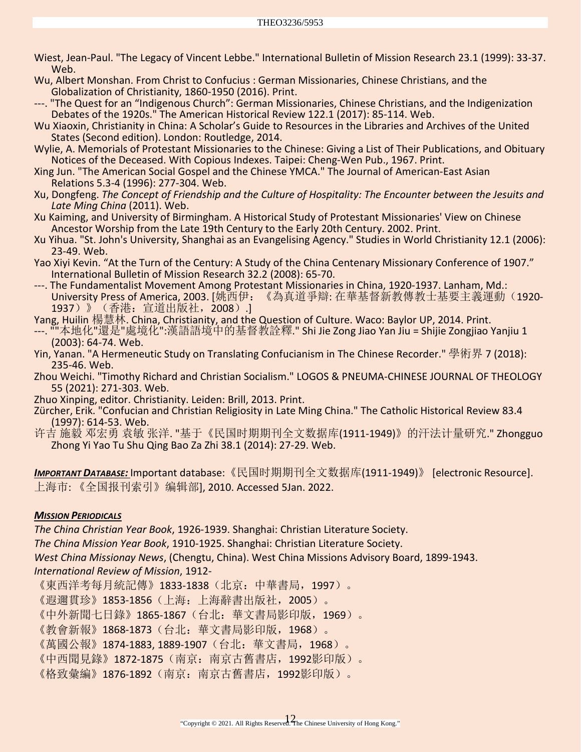Wiest, Jean-Paul. "The Legacy of Vincent Lebbe." International Bulletin of Mission Research 23.1 (1999): 33-37. Web.

Wu, Albert Monshan. From Christ to Confucius : German Missionaries, Chinese Christians, and the Globalization of Christianity, 1860-1950 (2016). Print.

---. "The Quest for an "Indigenous Church": German Missionaries, Chinese Christians, and the Indigenization Debates of the 1920s." The American Historical Review 122.1 (2017): 85-114. Web.

Wu Xiaoxin, Christianity in China: A Scholar's Guide to Resources in the Libraries and Archives of the United States (Second edition). London: Routledge, 2014.

Wylie, A. Memorials of Protestant Missionaries to the Chinese: Giving a List of Their Publications, and Obituary Notices of the Deceased. With Copious Indexes. Taipei: Cheng-Wen Pub., 1967. Print.

Xing Jun. "The American Social Gospel and the Chinese YMCA." The Journal of American-East Asian Relations 5.3-4 (1996): 277-304. Web.

Xu, Dongfeng. *The Concept of Friendship and the Culture of Hospitality: The Encounter between the Jesuits and Late Ming China* (2011). Web.

Xu Kaiming, and University of Birmingham. A Historical Study of Protestant Missionaries' View on Chinese Ancestor Worship from the Late 19th Century to the Early 20th Century. 2002. Print.

Xu Yihua. "St. John's University, Shanghai as an Evangelising Agency." Studies in World Christianity 12.1 (2006): 23-49. Web.

Yao Xiyi Kevin. "At the Turn of the Century: A Study of the China Centenary Missionary Conference of 1907." International Bulletin of Mission Research 32.2 (2008): 65-70.

---. The Fundamentalist Movement Among Protestant Missionaries in China, 1920-1937. Lanham, Md.: University Press of America, 2003. [姚西伊：《為真道爭辯: 在華基督新教傳教士基要主義運動（1920-1937）》（香港：宣道出版社，2008）.]

Yang, Huilin 楊慧林. China, Christianity, and the Question of Culture. Waco: Baylor UP, 2014. Print.

---. ""本地化"還是"處境化":漢語語境中的基督教詮釋." Shi Jie Zong Jiao Yan Jiu = Shijie Zongjiao Yanjiu 1 (2003): 64-74. Web.

Yin, Yanan. "A Hermeneutic Study on Translating Confucianism in The Chinese Recorder." 學術界 7 (2018): 235-46. Web.

Zhou Weichi. "Timothy Richard and Christian Socialism." LOGOS & PNEUMA-CHINESE JOURNAL OF THEOLOGY 55 (2021): 271-303. Web.

Zhuo Xinping, editor. Christianity. Leiden: Brill, 2013. Print.

Zürcher, Erik. "Confucian and Christian Religiosity in Late Ming China." The Catholic Historical Review 83.4 (1997): 614-53. Web.

许吉 施毅 邓宏勇 袁敏 张洋. "基于《民国时期期刊全文数据库(1911-1949)》的汗法计量研究." Zhongguo Zhong Yi Yao Tu Shu Qing Bao Za Zhi 38.1 (2014): 27-29. Web.

***IMPORTANT DATABASE:*** Important database:《民国时期期刊全文数据库(1911-1949)》 [electronic Resource]. 上海市:《全国报刊索引》编辑部], 2010. Accessed 5Jan. 2022.

***MISSION PERIODICALS***

*The China Christian Year Book*, 1926-1939. Shanghai: Christian Literature Society.

*The China Mission Year Book*, 1910-1925. Shanghai: Christian Literature Society.

*West China Missionay News*, (Chengtu, China). West China Missions Advisory Board, 1899-1943.

*International Review of Mission*, 1912-

《東西洋考每月統記傳》1833-1838（北京：中華書局，1997）。

《遐邇貫珍》1853-1856（上海：上海辭書出版社，2005）。

《中外新聞七日錄》1865-1867（台北：華文書局影印版，1969）。

《教會新報》1868-1873（台北：華文書局影印版，1968）。

《萬國公報》1874-1883, 1889-1907（台北：華文書局，1968）。

《中西聞見錄》1872-1875（南京：南京古舊書店，1992影印版）。

《格致彙編》1876-1892（南京：南京古舊書店，1992影印版）。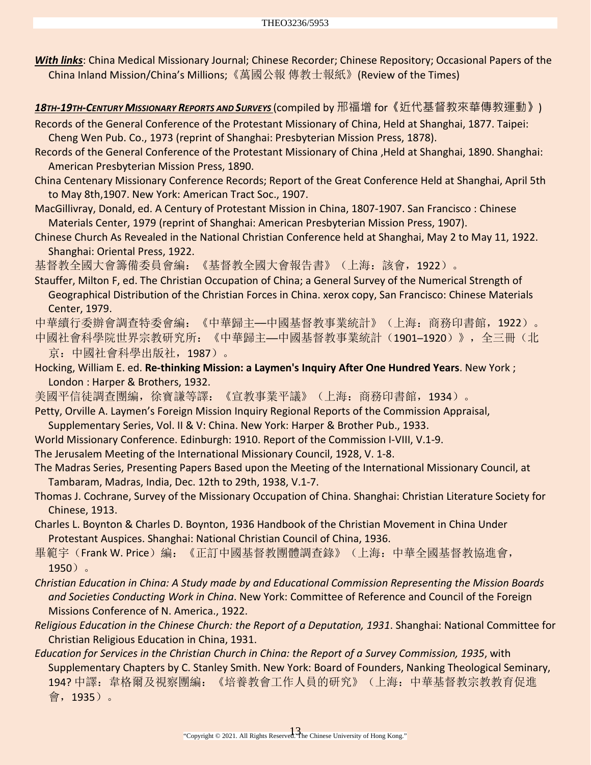***With links***: China Medical Missionary Journal; Chinese Recorder; Chinese Repository; Occasional Papers of the China Inland Mission/China's Millions;《萬國公報 傳教士報紙》(Review of the Times)

***18TH-19TH-CENTURY MISSIONARY REPORTS AND SURVEYS*** (compiled by 邢福增 for《近代基督教來華傳教運動》)

Records of the General Conference of the Protestant Missionary of China, Held at Shanghai, 1877. Taipei: Cheng Wen Pub. Co., 1973 (reprint of Shanghai: Presbyterian Mission Press, 1878).

Records of the General Conference of the Protestant Missionary of China ,Held at Shanghai, 1890. Shanghai: American Presbyterian Mission Press, 1890.

China Centenary Missionary Conference Records; Report of the Great Conference Held at Shanghai, April 5th to May 8th,1907. New York: American Tract Soc., 1907.

MacGillivray, Donald, ed. A Century of Protestant Mission in China, 1807-1907. San Francisco : Chinese Materials Center, 1979 (reprint of Shanghai: American Presbyterian Mission Press, 1907).

Chinese Church As Revealed in the National Christian Conference held at Shanghai, May 2 to May 11, 1922. Shanghai: Oriental Press, 1922.

基督教全國大會籌備委員會編：《基督教全國大會報告書》（上海：該會，1922）。

Stauffer, Milton F, ed. The Christian Occupation of China; a General Survey of the Numerical Strength of Geographical Distribution of the Christian Forces in China. xerox copy, San Francisco: Chinese Materials Center, 1979.

中華續行委辦會調查特委會編：《中華歸主—中國基督教事業統計》（上海：商務印書館，1922）。

中國社會科學院世界宗教研究所：《中華歸主—中國基督教事業統計（1901–1920）》，全三冊（北京：中國社會科學出版社，1987）。

Hocking, William E. ed. **Re-thinking Mission: a Laymen's Inquiry After One Hundred Years**. New York ; London : Harper & Brothers, 1932.

美國平信徒調查團編，徐寶謙等譯：《宣教事業平議》（上海：商務印書館，1934）。

Petty, Orville A. Laymen's Foreign Mission Inquiry Regional Reports of the Commission Appraisal, Supplementary Series, Vol. II & V: China. New York: Harper & Brother Pub., 1933.

World Missionary Conference. Edinburgh: 1910. Report of the Commission I-VIII, V.1-9.

The Jerusalem Meeting of the International Missionary Council, 1928, V. 1-8.

The Madras Series, Presenting Papers Based upon the Meeting of the International Missionary Council, at Tambaram, Madras, India, Dec. 12th to 29th, 1938, V.1-7.

Thomas J. Cochrane, Survey of the Missionary Occupation of China. Shanghai: Christian Literature Society for Chinese, 1913.

Charles L. Boynton & Charles D. Boynton, 1936 Handbook of the Christian Movement in China Under Protestant Auspices. Shanghai: National Christian Council of China, 1936.

畢範宇（Frank W. Price）編：《正訂中國基督教團體調查錄》（上海：中華全國基督教協進會，1950）。

*Christian Education in China: A Study made by and Educational Commission Representing the Mission Boards and Societies Conducting Work in China*. New York: Committee of Reference and Council of the Foreign Missions Conference of N. America., 1922.

*Religious Education in the Chinese Church: the Report of a Deputation, 1931*. Shanghai: National Committee for Christian Religious Education in China, 1931.

*Education for Services in the Christian Church in China: the Report of a Survey Commission, 1935*, with Supplementary Chapters by C. Stanley Smith. New York: Board of Founders, Nanking Theological Seminary, 194? 中譯：韋格爾及視察團編：《培養教會工作人員的研究》（上海：中華基督教宗教教育促進會，1935）。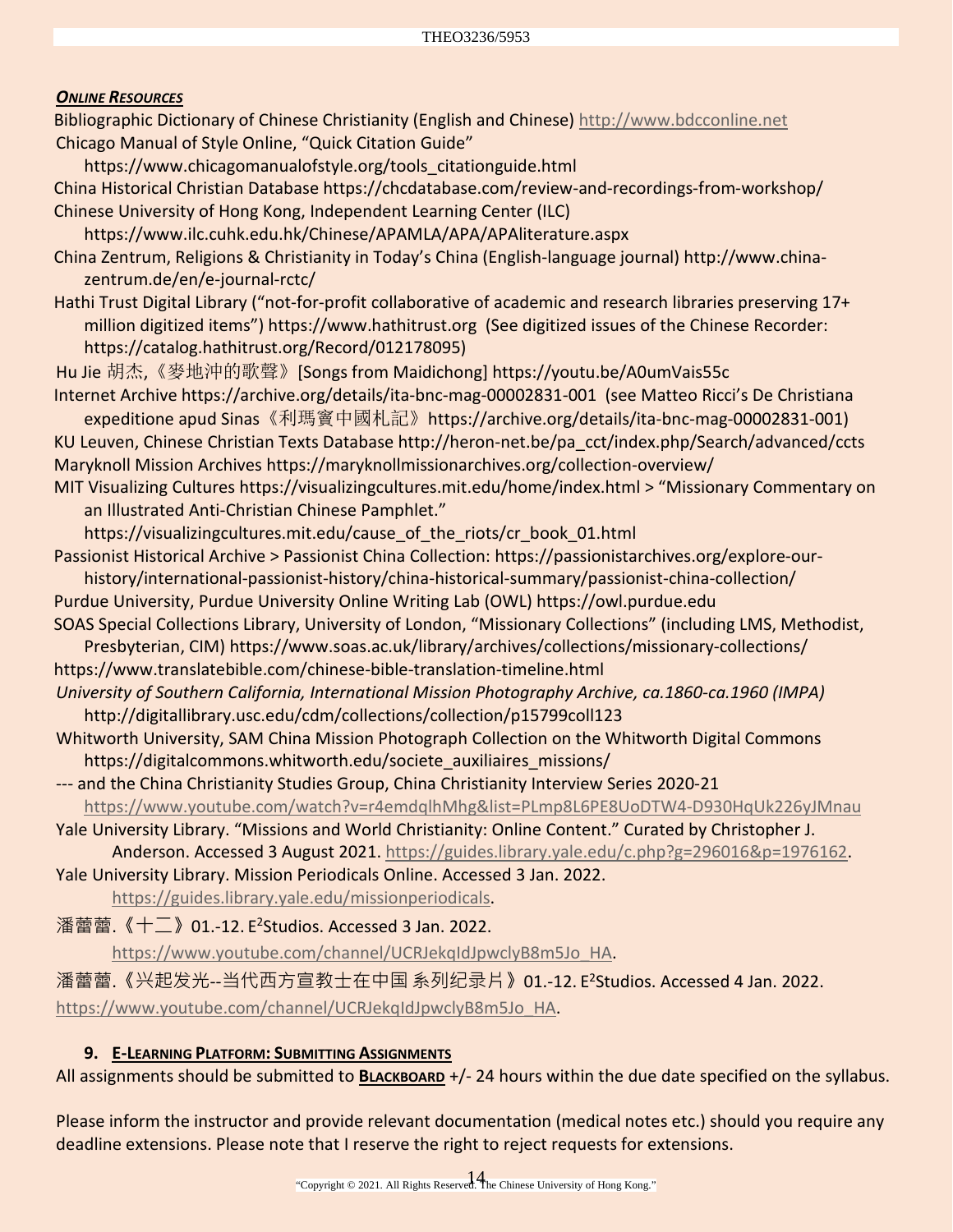***ONLINE RESOURCES***

Bibliographic Dictionary of Chinese Christianity (English and Chinese) http://www.bdcconline.net

Chicago Manual of Style Online, "Quick Citation Guide"
https://www.chicagomanualofstyle.org/tools_citationguide.html

China Historical Christian Database https://chcdatabase.com/review-and-recordings-from-workshop/

Chinese University of Hong Kong, Independent Learning Center (ILC)
https://www.ilc.cuhk.edu.hk/Chinese/APAMLA/APA/APAliterature.aspx

China Zentrum, Religions & Christianity in Today's China (English-language journal) http://www.china-zentrum.de/en/e-journal-rctc/

Hathi Trust Digital Library ("not-for-profit collaborative of academic and research libraries preserving 17+ million digitized items") https://www.hathitrust.org (See digitized issues of the Chinese Recorder: https://catalog.hathitrust.org/Record/012178095)

Hu Jie 胡杰,《麥地沖的歌聲》[Songs from Maidichong] https://youtu.be/A0umVais55c

Internet Archive https://archive.org/details/ita-bnc-mag-00002831-001 (see Matteo Ricci's De Christiana expeditione apud Sinas《利瑪竇中國札記》https://archive.org/details/ita-bnc-mag-00002831-001)

KU Leuven, Chinese Christian Texts Database http://heron-net.be/pa_cct/index.php/Search/advanced/ccts

Maryknoll Mission Archives https://maryknollmissionarchives.org/collection-overview/

MIT Visualizing Cultures https://visualizingcultures.mit.edu/home/index.html > "Missionary Commentary on an Illustrated Anti-Christian Chinese Pamphlet."
https://visualizingcultures.mit.edu/cause_of_the_riots/cr_book_01.html

Passionist Historical Archive > Passionist China Collection: https://passionistarchives.org/explore-our-history/international-passionist-history/china-historical-summary/passionist-china-collection/

Purdue University, Purdue University Online Writing Lab (OWL) https://owl.purdue.edu

SOAS Special Collections Library, University of London, "Missionary Collections" (including LMS, Methodist, Presbyterian, CIM) https://www.soas.ac.uk/library/archives/collections/missionary-collections/

https://www.translatebible.com/chinese-bible-translation-timeline.html

*University of Southern California, International Mission Photography Archive, ca.1860-ca.1960 (IMPA)*
http://digitallibrary.usc.edu/cdm/collections/collection/p15799coll123

Whitworth University, SAM China Mission Photograph Collection on the Whitworth Digital Commons
https://digitalcommons.whitworth.edu/societe_auxiliaires_missions/

--- and the China Christianity Studies Group, China Christianity Interview Series 2020-21
https://www.youtube.com/watch?v=r4emdqlhMhg&list=PLmp8L6PE8UoDTW4-D930HqUk226yJMnau

Yale University Library. "Missions and World Christianity: Online Content." Curated by Christopher J. Anderson. Accessed 3 August 2021. https://guides.library.yale.edu/c.php?g=296016&p=1976162.

Yale University Library. Mission Periodicals Online. Accessed 3 Jan. 2022.
https://guides.library.yale.edu/missionperiodicals.

潘蕾蕾.《十二》01.-12. E²Studios. Accessed 3 Jan. 2022.
https://www.youtube.com/channel/UCRJekqIdJpwclyB8m5Jo_HA.

潘蕾蕾.《兴起发光--当代西方宣教士在中国 系列纪录片》01.-12. E²Studios. Accessed 4 Jan. 2022.
https://www.youtube.com/channel/UCRJekqIdJpwclyB8m5Jo_HA.

## 9. E-LEARNING PLATFORM: SUBMITTING ASSIGNMENTS

All assignments should be submitted to **BLACKBOARD** +/- 24 hours within the due date specified on the syllabus.

Please inform the instructor and provide relevant documentation (medical notes etc.) should you require any deadline extensions. Please note that I reserve the right to reject requests for extensions.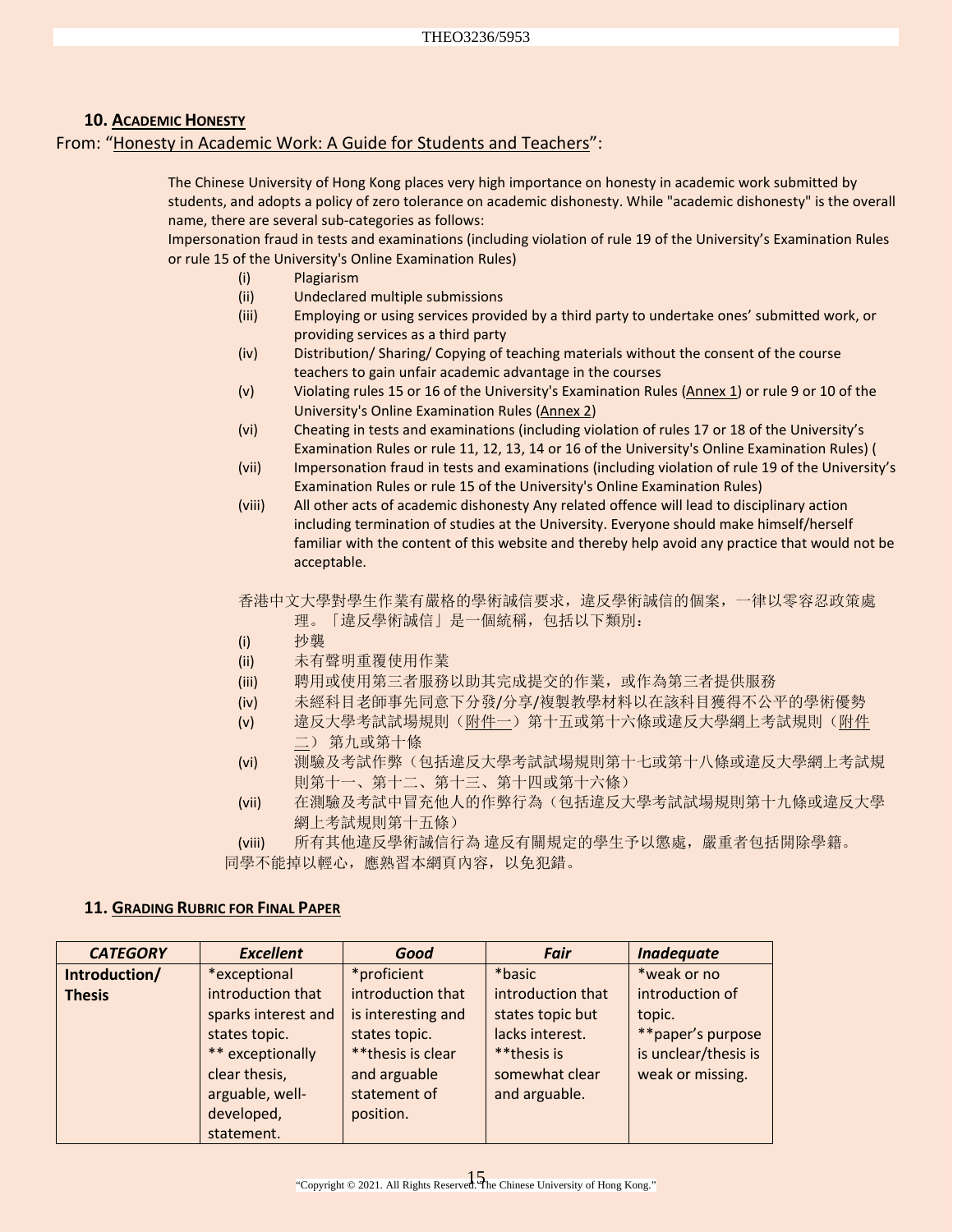## 10. ACADEMIC HONESTY

From: "Honesty in Academic Work: A Guide for Students and Teachers":

The Chinese University of Hong Kong places very high importance on honesty in academic work submitted by students, and adopts a policy of zero tolerance on academic dishonesty. While "academic dishonesty" is the overall name, there are several sub-categories as follows:
Impersonation fraud in tests and examinations (including violation of rule 19 of the University's Examination Rules or rule 15 of the University's Online Examination Rules)

(i) Plagiarism
(ii) Undeclared multiple submissions
(iii) Employing or using services provided by a third party to undertake ones' submitted work, or providing services as a third party
(iv) Distribution/ Sharing/ Copying of teaching materials without the consent of the course teachers to gain unfair academic advantage in the courses
(v) Violating rules 15 or 16 of the University's Examination Rules (Annex 1) or rule 9 or 10 of the University's Online Examination Rules (Annex 2)
(vi) Cheating in tests and examinations (including violation of rules 17 or 18 of the University's Examination Rules or rule 11, 12, 13, 14 or 16 of the University's Online Examination Rules) (
(vii) Impersonation fraud in tests and examinations (including violation of rule 19 of the University's Examination Rules or rule 15 of the University's Online Examination Rules)
(viii) All other acts of academic dishonesty Any related offence will lead to disciplinary action including termination of studies at the University. Everyone should make himself/herself familiar with the content of this website and thereby help avoid any practice that would not be acceptable.

香港中文大學對學生作業有嚴格的學術誠信要求，違反學術誠信的個案，一律以零容忍政策處理。「違反學術誠信」是一個統稱，包括以下類別：

(i) 抄襲
(ii) 未有聲明重覆使用作業
(iii) 聘用或使用第三者服務以助其完成提交的作業，或作為第三者提供服務
(iv) 未經科目老師事先同意下分發/分享/複製教學材料以在該科目獲得不公平的學術優勢
(v) 違反大學考試試場規則（附件一）第十五或第十六條或違反大學網上考試規則（附件二） 第九或第十條
(vi) 測驗及考試作弊（包括違反大學考試試場規則第十七或第十八條或違反大學網上考試規則第十一、第十二、第十三、第十四或第十六條）
(vii) 在測驗及考試中冒充他人的作弊行為（包括違反大學考試試場規則第十九條或違反大學網上考試規則第十五條）
(viii) 所有其他違反學術誠信行為 違反有關規定的學生予以懲處，嚴重者包括開除學籍。

同學不能掉以輕心，應熟習本網頁內容，以免犯錯。

## 11. GRADING RUBRIC FOR FINAL PAPER

| *CATEGORY* | *Excellent* | *Good* | *Fair* | *Inadequate* |
|---|---|---|---|---|
| **Introduction/ Thesis** | *exceptional introduction that sparks interest and states topic. ** exceptionally clear thesis, arguable, well-developed, statement. | *proficient introduction that is interesting and states topic. **thesis is clear and arguable statement of position. | *basic introduction that states topic but lacks interest. **thesis is somewhat clear and arguable. | *weak or no introduction of topic. **paper's purpose is unclear/thesis is weak or missing. |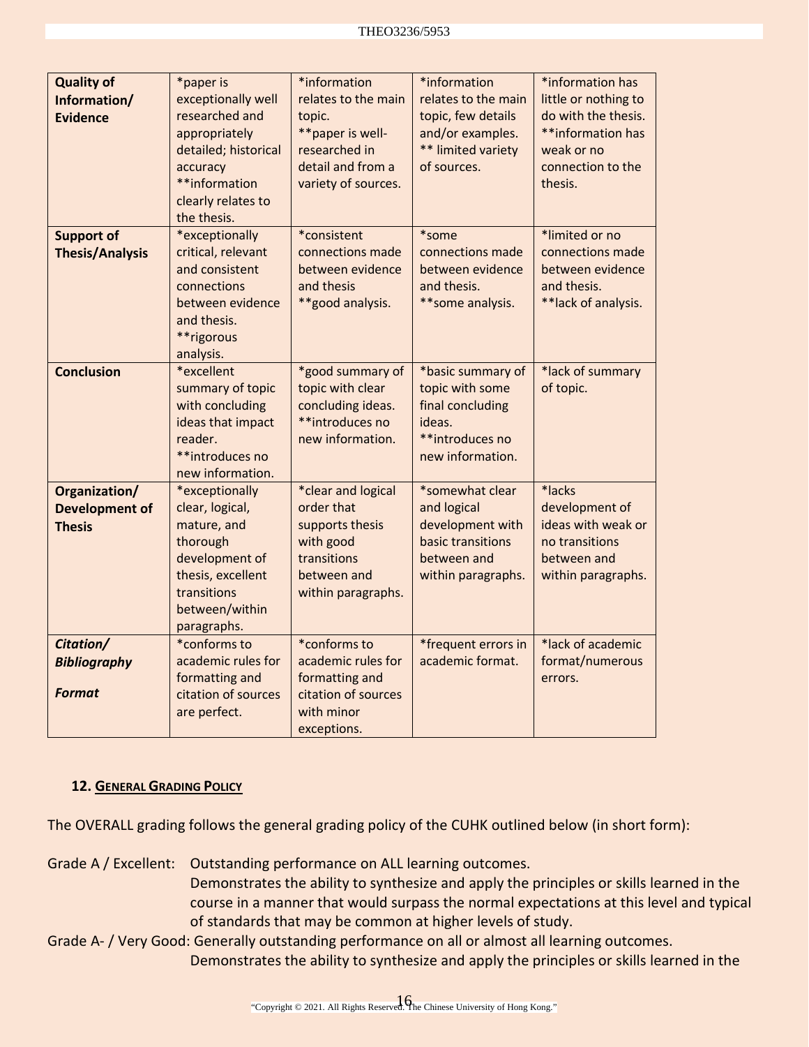| **Quality of Information/ Evidence** | *paper is exceptionally well researched and appropriately detailed; historical accuracy **information clearly relates to the thesis. | *information relates to the main topic. **paper is well-researched in detail and from a variety of sources. | *information relates to the main topic, few details and/or examples. ** limited variety of sources. | *information has little or nothing to do with the thesis. **information has weak or no connection to the thesis. |
|---|---|---|---|---|
| **Support of Thesis/Analysis** | *exceptionally critical, relevant and consistent connections between evidence and thesis. **rigorous analysis. | *consistent connections made between evidence and thesis **good analysis. | *some connections made between evidence and thesis. **some analysis. | *limited or no connections made between evidence and thesis. **lack of analysis. |
| **Conclusion** | *excellent summary of topic with concluding ideas that impact reader. **introduces no new information. | *good summary of topic with clear concluding ideas. **introduces no new information. | *basic summary of topic with some final concluding ideas. **introduces no new information. | *lack of summary of topic. |
| **Organization/ Development of Thesis** | *exceptionally clear, logical, mature, and thorough development of thesis, excellent transitions between/within paragraphs. | *clear and logical order that supports thesis with good transitions between and within paragraphs. | *somewhat clear and logical development with basic transitions between and within paragraphs. | *lacks development of ideas with weak or no transitions between and within paragraphs. |
| ***Citation/ Bibliography Format*** | *conforms to academic rules for formatting and citation of sources are perfect. | *conforms to academic rules for formatting and citation of sources with minor exceptions. | *frequent errors in academic format. | *lack of academic format/numerous errors. |

**12. GENERAL GRADING POLICY**

The OVERALL grading follows the general grading policy of the CUHK outlined below (in short form):

Grade A / Excellent: Outstanding performance on ALL learning outcomes.
Demonstrates the ability to synthesize and apply the principles or skills learned in the course in a manner that would surpass the normal expectations at this level and typical of standards that may be common at higher levels of study.

Grade A- / Very Good: Generally outstanding performance on all or almost all learning outcomes.
Demonstrates the ability to synthesize and apply the principles or skills learned in the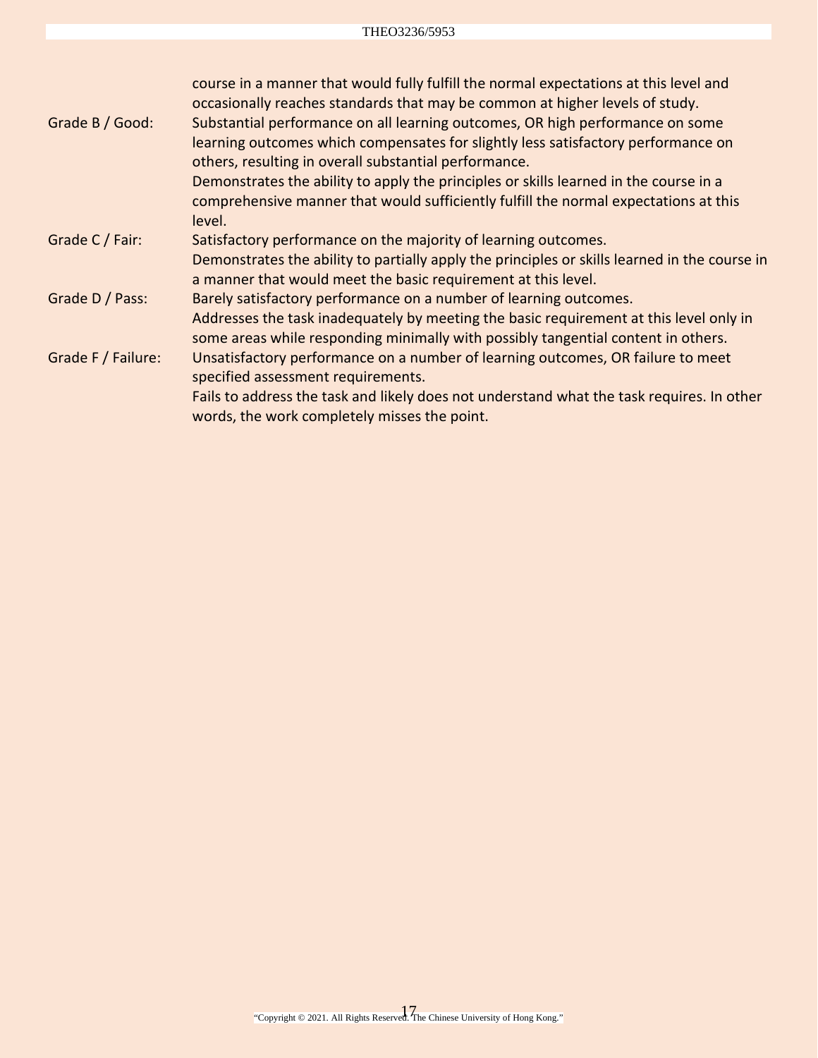course in a manner that would fully fulfill the normal expectations at this level and occasionally reaches standards that may be common at higher levels of study.

| | |
|---|---|
| Grade B / Good: | Substantial performance on all learning outcomes, OR high performance on some learning outcomes which compensates for slightly less satisfactory performance on others, resulting in overall substantial performance. Demonstrates the ability to apply the principles or skills learned in the course in a comprehensive manner that would sufficiently fulfill the normal expectations at this level. |
| Grade C / Fair: | Satisfactory performance on the majority of learning outcomes. Demonstrates the ability to partially apply the principles or skills learned in the course in a manner that would meet the basic requirement at this level. |
| Grade D / Pass: | Barely satisfactory performance on a number of learning outcomes. Addresses the task inadequately by meeting the basic requirement at this level only in some areas while responding minimally with possibly tangential content in others. |
| Grade F / Failure: | Unsatisfactory performance on a number of learning outcomes, OR failure to meet specified assessment requirements. Fails to address the task and likely does not understand what the task requires. In other words, the work completely misses the point. |